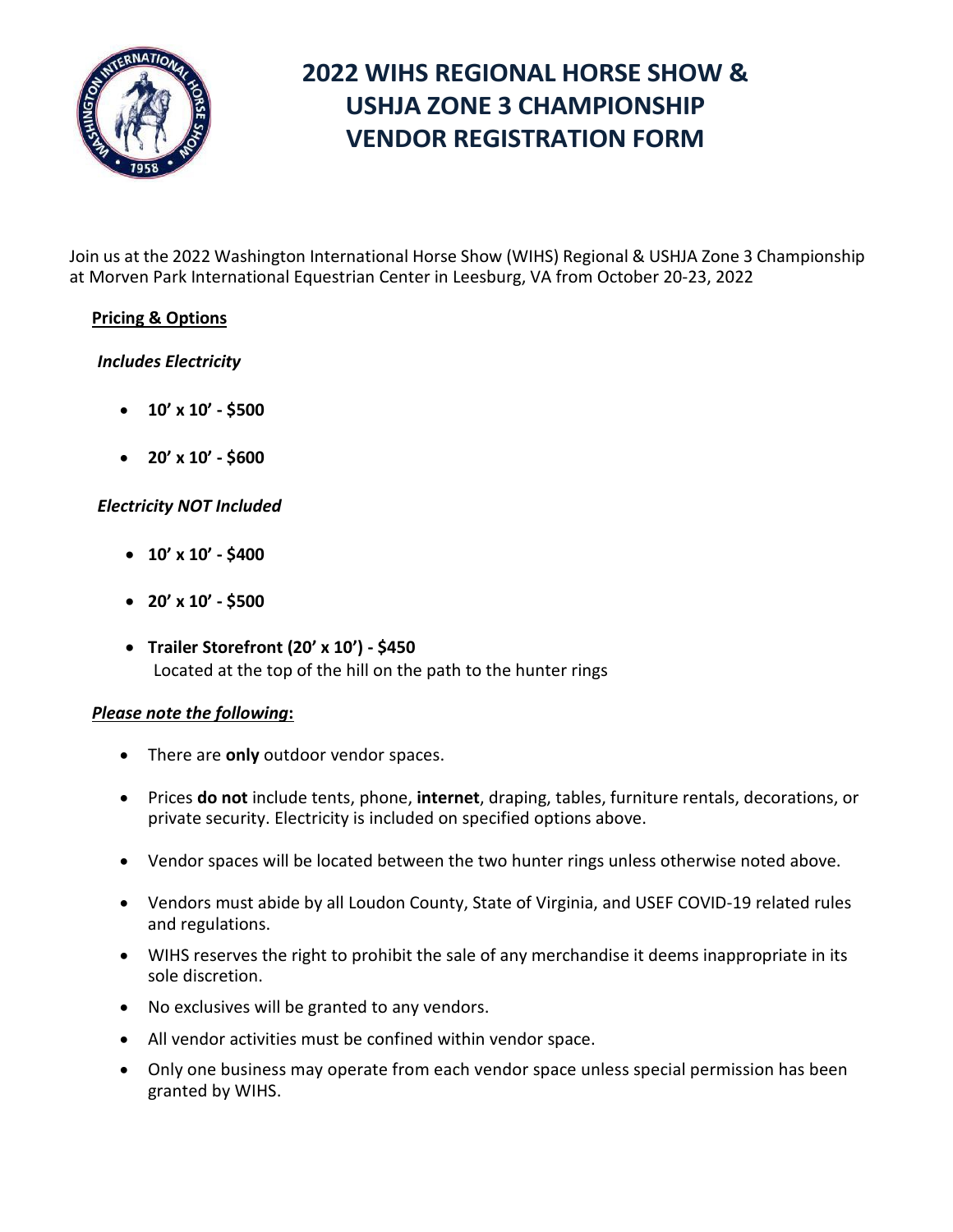# 2022 WIHS REGIONAL HORSE SHOW & USHJA ZONE 3 CHAMPIONSHIP VENDOR REGISTRATION FORM

Join us at the 2022 Washington International Horse Show (WIHS) Regional & USHJA Zone 3 Championship at Morven Park International Equestrian Center in Leesburg, VA from October 20-23, 2022

**Pricing & Options**

***Includes Electricity***

- **10' x 10' - $500**
- **20' x 10' - $600**

***Electricity NOT Included***

- **10' x 10' - $400**
- **20' x 10' - $500**
- **Trailer Storefront (20' x 10') - $450**
  Located at the top of the hill on the path to the hunter rings

***Please note the following*:**

- There are **only** outdoor vendor spaces.
- Prices **do not** include tents, phone, **internet**, draping, tables, furniture rentals, decorations, or private security. Electricity is included on specified options above.
- Vendor spaces will be located between the two hunter rings unless otherwise noted above.
- Vendors must abide by all Loudon County, State of Virginia, and USEF COVID-19 related rules and regulations.
- WIHS reserves the right to prohibit the sale of any merchandise it deems inappropriate in its sole discretion.
- No exclusives will be granted to any vendors.
- All vendor activities must be confined within vendor space.
- Only one business may operate from each vendor space unless special permission has been granted by WIHS.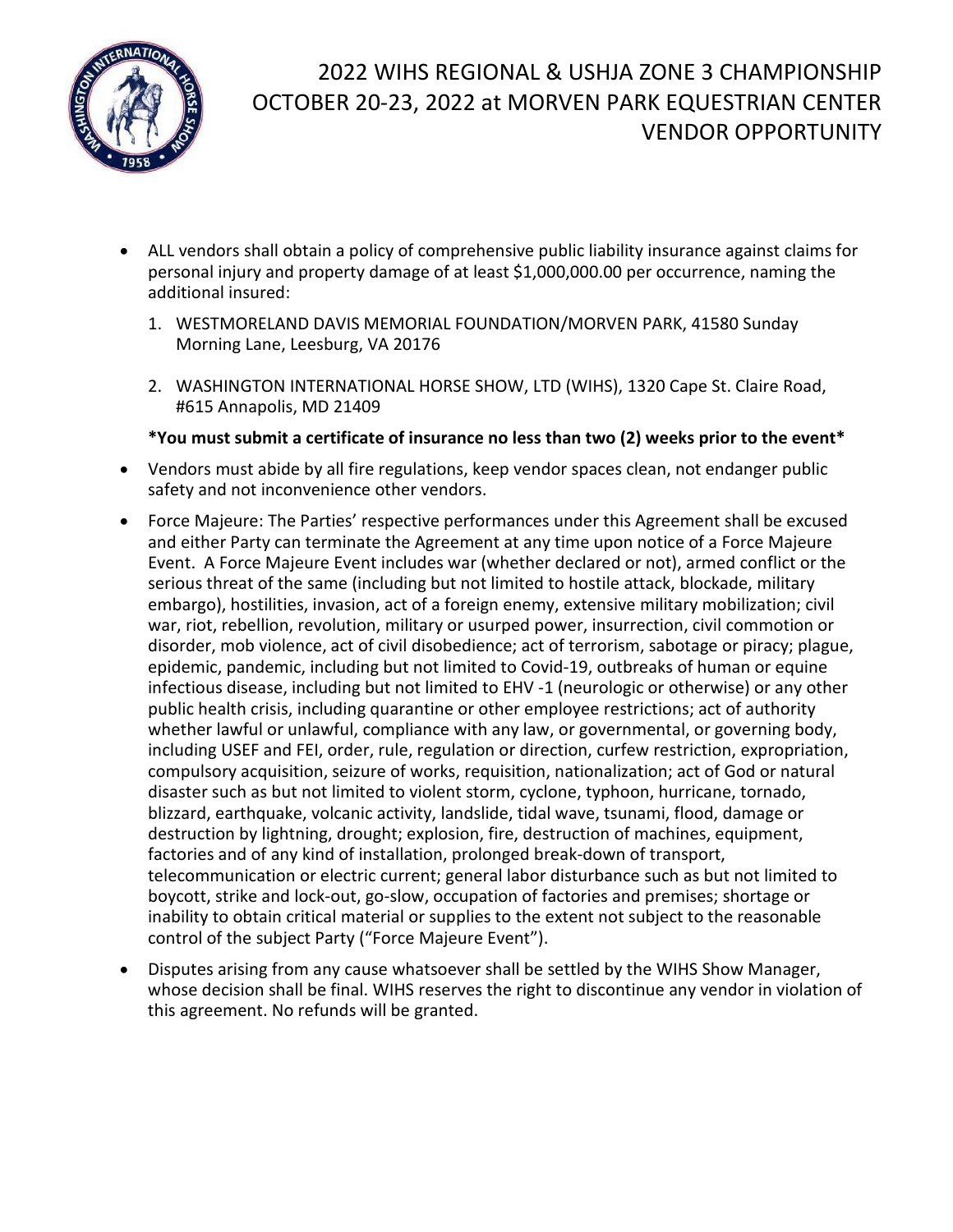# 2022 WIHS REGIONAL & USHJA ZONE 3 CHAMPIONSHIP OCTOBER 20-23, 2022 at MORVEN PARK EQUESTRIAN CENTER VENDOR OPPORTUNITY

- ALL vendors shall obtain a policy of comprehensive public liability insurance against claims for personal injury and property damage of at least $1,000,000.00 per occurrence, naming the additional insured:
  1. WESTMORELAND DAVIS MEMORIAL FOUNDATION/MORVEN PARK, 41580 Sunday Morning Lane, Leesburg, VA 20176
  2. WASHINGTON INTERNATIONAL HORSE SHOW, LTD (WIHS), 1320 Cape St. Claire Road, #615 Annapolis, MD 21409

  **\*You must submit a certificate of insurance no less than two (2) weeks prior to the event\***

- Vendors must abide by all fire regulations, keep vendor spaces clean, not endanger public safety and not inconvenience other vendors.
- Force Majeure: The Parties' respective performances under this Agreement shall be excused and either Party can terminate the Agreement at any time upon notice of a Force Majeure Event. A Force Majeure Event includes war (whether declared or not), armed conflict or the serious threat of the same (including but not limited to hostile attack, blockade, military embargo), hostilities, invasion, act of a foreign enemy, extensive military mobilization; civil war, riot, rebellion, revolution, military or usurped power, insurrection, civil commotion or disorder, mob violence, act of civil disobedience; act of terrorism, sabotage or piracy; plague, epidemic, pandemic, including but not limited to Covid-19, outbreaks of human or equine infectious disease, including but not limited to EHV -1 (neurologic or otherwise) or any other public health crisis, including quarantine or other employee restrictions; act of authority whether lawful or unlawful, compliance with any law, or governmental, or governing body, including USEF and FEI, order, rule, regulation or direction, curfew restriction, expropriation, compulsory acquisition, seizure of works, requisition, nationalization; act of God or natural disaster such as but not limited to violent storm, cyclone, typhoon, hurricane, tornado, blizzard, earthquake, volcanic activity, landslide, tidal wave, tsunami, flood, damage or destruction by lightning, drought; explosion, fire, destruction of machines, equipment, factories and of any kind of installation, prolonged break-down of transport, telecommunication or electric current; general labor disturbance such as but not limited to boycott, strike and lock-out, go-slow, occupation of factories and premises; shortage or inability to obtain critical material or supplies to the extent not subject to the reasonable control of the subject Party ("Force Majeure Event").
- Disputes arising from any cause whatsoever shall be settled by the WIHS Show Manager, whose decision shall be final. WIHS reserves the right to discontinue any vendor in violation of this agreement. No refunds will be granted.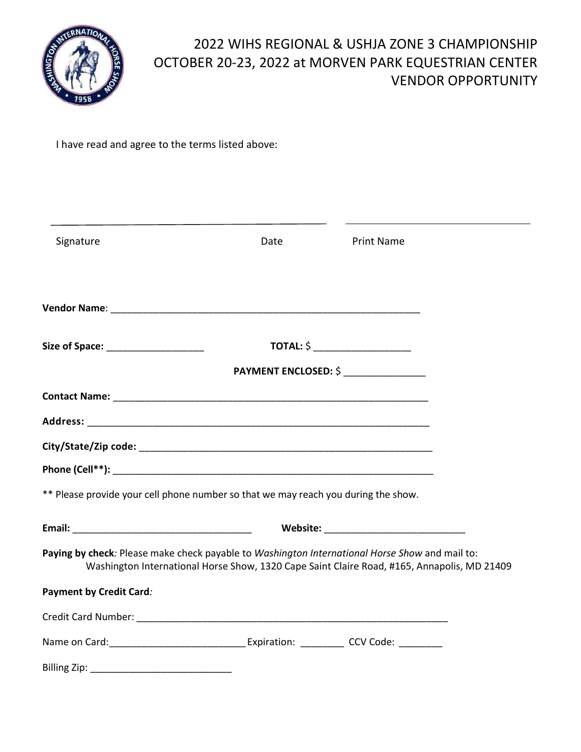# 2022 WIHS REGIONAL & USHJA ZONE 3 CHAMPIONSHIP
# OCTOBER 20-23, 2022 at MORVEN PARK EQUESTRIAN CENTER
# VENDOR OPPORTUNITY

I have read and agree to the terms listed above:

\_\_\_\_\_\_\_\_\_\_\_\_\_\_\_\_\_\_\_\_\_\_\_\_\_\_\_\_\_\_\_\_\_\_\_\_\_\_\_\_ \_\_\_\_\_\_\_\_\_\_\_\_\_\_\_\_\_\_\_\_\_\_\_\_\_\_\_\_\_\_

Signature Date Print Name

**Vendor Name**: \_\_\_\_\_\_\_\_\_\_\_\_\_\_\_\_\_\_\_\_\_\_\_\_\_\_\_\_\_\_\_\_\_\_\_\_\_\_\_\_\_\_\_\_\_\_\_\_\_\_\_\_\_\_\_\_\_\_

**Size of Space:** \_\_\_\_\_\_\_\_\_\_\_\_\_\_\_\_\_\_ **TOTAL:** $ \_\_\_\_\_\_\_\_\_\_\_\_\_\_\_\_\_\_

**PAYMENT ENCLOSED:** $ \_\_\_\_\_\_\_\_\_\_\_\_\_\_\_

**Contact Name:** \_\_\_\_\_\_\_\_\_\_\_\_\_\_\_\_\_\_\_\_\_\_\_\_\_\_\_\_\_\_\_\_\_\_\_\_\_\_\_\_\_\_\_\_\_\_\_\_\_\_\_\_\_\_\_\_\_

**Address:** \_\_\_\_\_\_\_\_\_\_\_\_\_\_\_\_\_\_\_\_\_\_\_\_\_\_\_\_\_\_\_\_\_\_\_\_\_\_\_\_\_\_\_\_\_\_\_\_\_\_\_\_\_\_\_\_\_\_\_\_\_

**City/State/Zip code:** \_\_\_\_\_\_\_\_\_\_\_\_\_\_\_\_\_\_\_\_\_\_\_\_\_\_\_\_\_\_\_\_\_\_\_\_\_\_\_\_\_\_\_\_\_\_\_\_\_\_\_\_

**Phone (Cell\*\*):** \_\_\_\_\_\_\_\_\_\_\_\_\_\_\_\_\_\_\_\_\_\_\_\_\_\_\_\_\_\_\_\_\_\_\_\_\_\_\_\_\_\_\_\_\_\_\_\_\_\_\_\_\_\_\_\_\_

\*\* Please provide your cell phone number so that we may reach you during the show.

**Email:** \_\_\_\_\_\_\_\_\_\_\_\_\_\_\_\_\_\_\_\_\_\_\_\_\_\_\_\_\_\_\_\_\_ **Website:** \_\_\_\_\_\_\_\_\_\_\_\_\_\_\_\_\_\_\_\_\_\_\_\_\_

**Paying by check***:* Please make check payable to *Washington International Horse Show* and mail to:
Washington International Horse Show, 1320 Cape Saint Claire Road, #165, Annapolis, MD 21409

**Payment by Credit Card***:*

Credit Card Number: \_\_\_\_\_\_\_\_\_\_\_\_\_\_\_\_\_\_\_\_\_\_\_\_\_\_\_\_\_\_\_\_\_\_\_\_\_\_\_\_\_\_\_\_\_\_\_\_\_\_\_\_\_\_\_\_\_

Name on Card:\_\_\_\_\_\_\_\_\_\_\_\_\_\_\_\_\_\_\_\_\_\_\_\_\_ Expiration: \_\_\_\_\_\_\_\_ CCV Code: \_\_\_\_\_\_\_\_

Billing Zip: \_\_\_\_\_\_\_\_\_\_\_\_\_\_\_\_\_\_\_\_\_\_\_\_\_\_